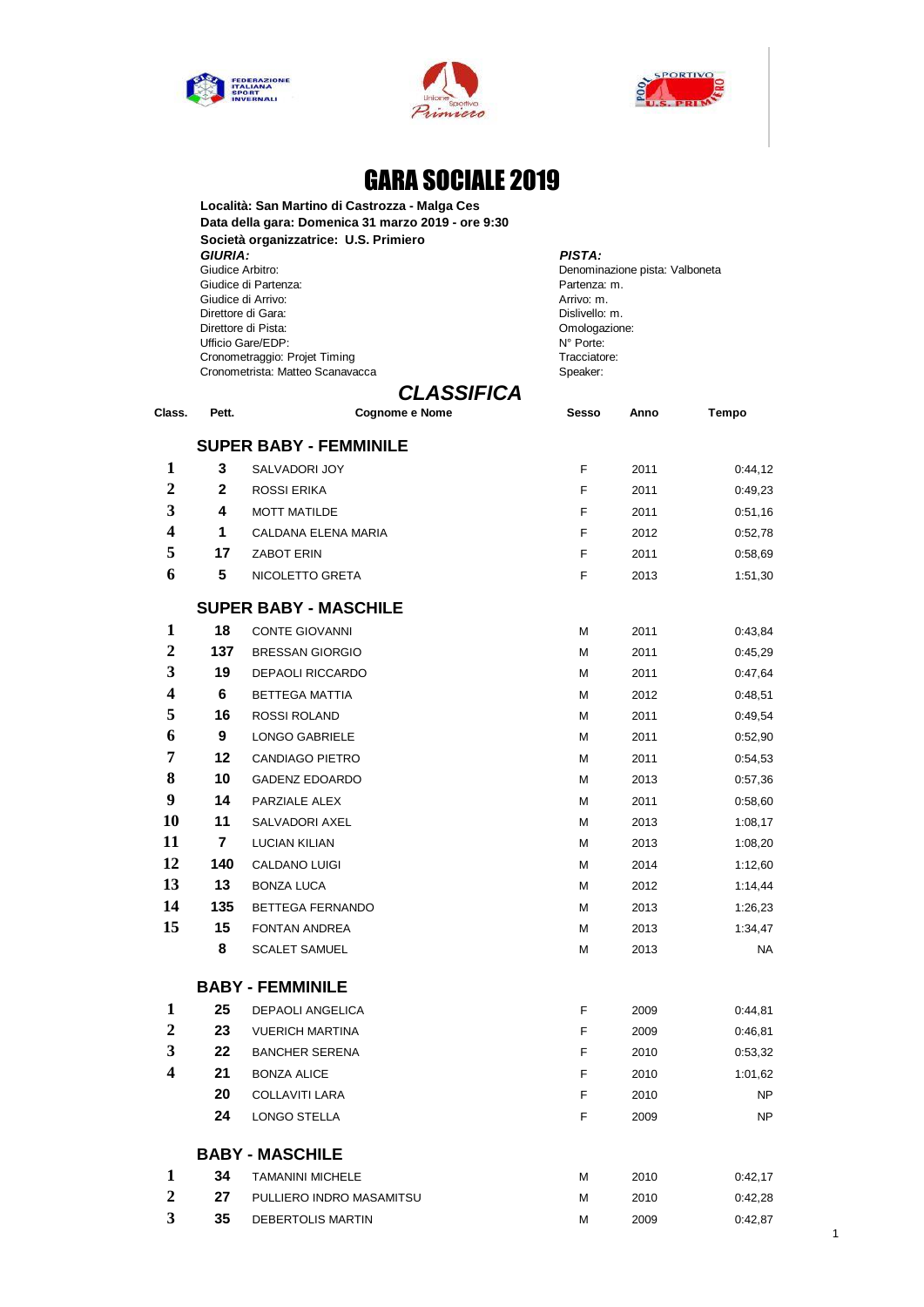# GARA SOCIALE 2019

**Località: San Martino di Castrozza - Malga Ces**
**Data della gara: Domenica 31 marzo 2019 - ore 9:30**
**Società organizzatrice: U.S. Primiero**

***GIURIA:***
Giudice Arbitro:
Giudice di Partenza:
Giudice di Arrivo:
Direttore di Gara:
Direttore di Pista:
Ufficio Gare/EDP:
Cronometraggio: Projet Timing
Cronometrista: Matteo Scanavacca

***PISTA:***
Denominazione pista: Valboneta
Partenza: m.
Arrivo: m.
Dislivello: m.
Omologazione:
N° Porte:
Tracciatore:
Speaker:

## *CLASSIFICA*

| Class. | Pett. | Cognome e Nome | Sesso | Anno | Tempo |
|---|---|---|---|---|---|
| | | **SUPER BABY - FEMMINILE** | | | |
| 1 | 3 | SALVADORI JOY | F | 2011 | 0:44,12 |
| 2 | 2 | ROSSI ERIKA | F | 2011 | 0:49,23 |
| 3 | 4 | MOTT MATILDE | F | 2011 | 0:51,16 |
| 4 | 1 | CALDANA ELENA MARIA | F | 2012 | 0:52,78 |
| 5 | 17 | ZABOT ERIN | F | 2011 | 0:58,69 |
| 6 | 5 | NICOLETTO GRETA | F | 2013 | 1:51,30 |
| | | **SUPER BABY - MASCHILE** | | | |
| 1 | 18 | CONTE GIOVANNI | M | 2011 | 0:43,84 |
| 2 | 137 | BRESSAN GIORGIO | M | 2011 | 0:45,29 |
| 3 | 19 | DEPAOLI RICCARDO | M | 2011 | 0:47,64 |
| 4 | 6 | BETTEGA MATTIA | M | 2012 | 0:48,51 |
| 5 | 16 | ROSSI ROLAND | M | 2011 | 0:49,54 |
| 6 | 9 | LONGO GABRIELE | M | 2011 | 0:52,90 |
| 7 | 12 | CANDIAGO PIETRO | M | 2011 | 0:54,53 |
| 8 | 10 | GADENZ EDOARDO | M | 2013 | 0:57,36 |
| 9 | 14 | PARZIALE ALEX | M | 2011 | 0:58,60 |
| 10 | 11 | SALVADORI AXEL | M | 2013 | 1:08,17 |
| 11 | 7 | LUCIAN KILIAN | M | 2013 | 1:08,20 |
| 12 | 140 | CALDANO LUIGI | M | 2014 | 1:12,60 |
| 13 | 13 | BONZA LUCA | M | 2012 | 1:14,44 |
| 14 | 135 | BETTEGA FERNANDO | M | 2013 | 1:26,23 |
| 15 | 15 | FONTAN ANDREA | M | 2013 | 1:34,47 |
| | 8 | SCALET SAMUEL | M | 2013 | NA |
| | | **BABY - FEMMINILE** | | | |
| 1 | 25 | DEPAOLI ANGELICA | F | 2009 | 0:44,81 |
| 2 | 23 | VUERICH MARTINA | F | 2009 | 0:46,81 |
| 3 | 22 | BANCHER SERENA | F | 2010 | 0:53,32 |
| 4 | 21 | BONZA ALICE | F | 2010 | 1:01,62 |
| | 20 | COLLAVITI LARA | F | 2010 | NP |
| | 24 | LONGO STELLA | F | 2009 | NP |
| | | **BABY - MASCHILE** | | | |
| 1 | 34 | TAMANINI MICHELE | M | 2010 | 0:42,17 |
| 2 | 27 | PULLIERO INDRO MASAMITSU | M | 2010 | 0:42,28 |
| 3 | 35 | DEBERTOLIS MARTIN | M | 2009 | 0:42,87 |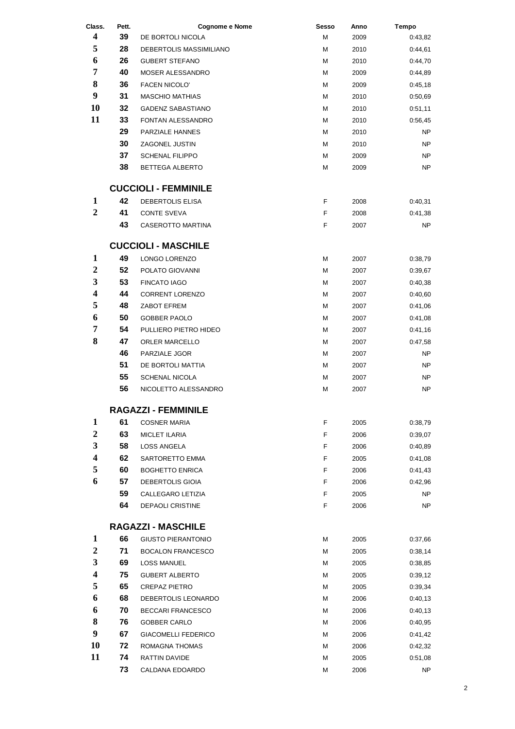| Class. | Pett. | Cognome e Nome | Sesso | Anno | Tempo |
|---|---|---|---|---|---|
| 4 | 39 | DE BORTOLI NICOLA | M | 2009 | 0:43,82 |
| 5 | 28 | DEBERTOLIS MASSIMILIANO | M | 2010 | 0:44,61 |
| 6 | 26 | GUBERT STEFANO | M | 2010 | 0:44,70 |
| 7 | 40 | MOSER ALESSANDRO | M | 2009 | 0:44,89 |
| 8 | 36 | FACEN NICOLO' | M | 2009 | 0:45,18 |
| 9 | 31 | MASCHIO MATHIAS | M | 2010 | 0:50,69 |
| 10 | 32 | GADENZ SABASTIANO | M | 2010 | 0:51,11 |
| 11 | 33 | FONTAN ALESSANDRO | M | 2010 | 0:56,45 |
| | 29 | PARZIALE HANNES | M | 2010 | NP |
| | 30 | ZAGONEL JUSTIN | M | 2010 | NP |
| | 37 | SCHENAL FILIPPO | M | 2009 | NP |
| | 38 | BETTEGA ALBERTO | M | 2009 | NP |

## CUCCIOLI - FEMMINILE

| Class. | Pett. | Cognome e Nome | Sesso | Anno | Tempo |
|---|---|---|---|---|---|
| 1 | 42 | DEBERTOLIS ELISA | F | 2008 | 0:40,31 |
| 2 | 41 | CONTE SVEVA | F | 2008 | 0:41,38 |
| | 43 | CASEROTTO MARTINA | F | 2007 | NP |

## CUCCIOLI - MASCHILE

| Class. | Pett. | Cognome e Nome | Sesso | Anno | Tempo |
|---|---|---|---|---|---|
| 1 | 49 | LONGO LORENZO | M | 2007 | 0:38,79 |
| 2 | 52 | POLATO GIOVANNI | M | 2007 | 0:39,67 |
| 3 | 53 | FINCATO IAGO | M | 2007 | 0:40,38 |
| 4 | 44 | CORRENT LORENZO | M | 2007 | 0:40,60 |
| 5 | 48 | ZABOT EFREM | M | 2007 | 0:41,06 |
| 6 | 50 | GOBBER PAOLO | M | 2007 | 0:41,08 |
| 7 | 54 | PULLIERO PIETRO HIDEO | M | 2007 | 0:41,16 |
| 8 | 47 | ORLER MARCELLO | M | 2007 | 0:47,58 |
| | 46 | PARZIALE JGOR | M | 2007 | NP |
| | 51 | DE BORTOLI MATTIA | M | 2007 | NP |
| | 55 | SCHENAL NICOLA | M | 2007 | NP |
| | 56 | NICOLETTO ALESSANDRO | M | 2007 | NP |

## RAGAZZI - FEMMINILE

| Class. | Pett. | Cognome e Nome | Sesso | Anno | Tempo |
|---|---|---|---|---|---|
| 1 | 61 | COSNER MARIA | F | 2005 | 0:38,79 |
| 2 | 63 | MICLET ILARIA | F | 2006 | 0:39,07 |
| 3 | 58 | LOSS ANGELA | F | 2006 | 0:40,89 |
| 4 | 62 | SARTORETTO EMMA | F | 2005 | 0:41,08 |
| 5 | 60 | BOGHETTO ENRICA | F | 2006 | 0:41,43 |
| 6 | 57 | DEBERTOLIS GIOIA | F | 2006 | 0:42,96 |
| | 59 | CALLEGARO LETIZIA | F | 2005 | NP |
| | 64 | DEPAOLI CRISTINE | F | 2006 | NP |

## RAGAZZI - MASCHILE

| Class. | Pett. | Cognome e Nome | Sesso | Anno | Tempo |
|---|---|---|---|---|---|
| 1 | 66 | GIUSTO PIERANTONIO | M | 2005 | 0:37,66 |
| 2 | 71 | BOCALON FRANCESCO | M | 2005 | 0:38,14 |
| 3 | 69 | LOSS MANUEL | M | 2005 | 0:38,85 |
| 4 | 75 | GUBERT ALBERTO | M | 2005 | 0:39,12 |
| 5 | 65 | CREPAZ PIETRO | M | 2005 | 0:39,34 |
| 6 | 68 | DEBERTOLIS LEONARDO | M | 2006 | 0:40,13 |
| 6 | 70 | BECCARI FRANCESCO | M | 2006 | 0:40,13 |
| 8 | 76 | GOBBER CARLO | M | 2006 | 0:40,95 |
| 9 | 67 | GIACOMELLI FEDERICO | M | 2006 | 0:41,42 |
| 10 | 72 | ROMAGNA THOMAS | M | 2006 | 0:42,32 |
| 11 | 74 | RATTIN DAVIDE | M | 2005 | 0:51,08 |
| | 73 | CALDANA EDOARDO | M | 2006 | NP |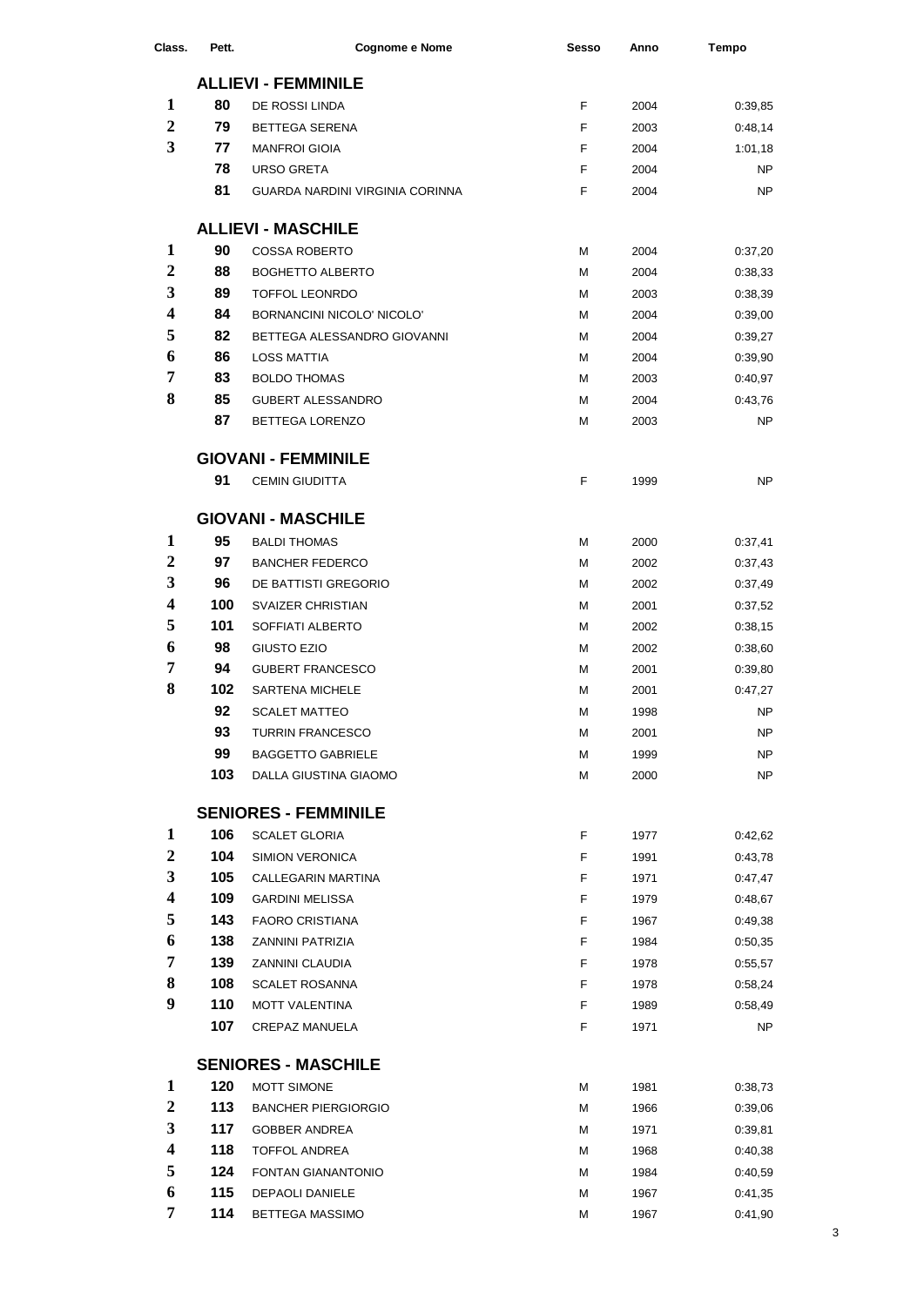| Class. | Pett. | Cognome e Nome | Sesso | Anno | Tempo |
|---|---|---|---|---|---|
| | | **ALLIEVI - FEMMINILE** | | | |
| 1 | 80 | DE ROSSI LINDA | F | 2004 | 0:39,85 |
| 2 | 79 | BETTEGA SERENA | F | 2003 | 0:48,14 |
| 3 | 77 | MANFROI GIOIA | F | 2004 | 1:01,18 |
| | 78 | URSO GRETA | F | 2004 | NP |
| | 81 | GUARDA NARDINI VIRGINIA CORINNA | F | 2004 | NP |
| | | **ALLIEVI - MASCHILE** | | | |
| 1 | 90 | COSSA ROBERTO | M | 2004 | 0:37,20 |
| 2 | 88 | BOGHETTO ALBERTO | M | 2004 | 0:38,33 |
| 3 | 89 | TOFFOL LEONRDO | M | 2003 | 0:38,39 |
| 4 | 84 | BORNANCINI NICOLO' NICOLO' | M | 2004 | 0:39,00 |
| 5 | 82 | BETTEGA ALESSANDRO GIOVANNI | M | 2004 | 0:39,27 |
| 6 | 86 | LOSS MATTIA | M | 2004 | 0:39,90 |
| 7 | 83 | BOLDO THOMAS | M | 2003 | 0:40,97 |
| 8 | 85 | GUBERT ALESSANDRO | M | 2004 | 0:43,76 |
| | 87 | BETTEGA LORENZO | M | 2003 | NP |
| | | **GIOVANI - FEMMINILE** | | | |
| | 91 | CEMIN GIUDITTA | F | 1999 | NP |
| | | **GIOVANI - MASCHILE** | | | |
| 1 | 95 | BALDI THOMAS | M | 2000 | 0:37,41 |
| 2 | 97 | BANCHER FEDERCO | M | 2002 | 0:37,43 |
| 3 | 96 | DE BATTISTI GREGORIO | M | 2002 | 0:37,49 |
| 4 | 100 | SVAIZER CHRISTIAN | M | 2001 | 0:37,52 |
| 5 | 101 | SOFFIATI ALBERTO | M | 2002 | 0:38,15 |
| 6 | 98 | GIUSTO EZIO | M | 2002 | 0:38,60 |
| 7 | 94 | GUBERT FRANCESCO | M | 2001 | 0:39,80 |
| 8 | 102 | SARTENA MICHELE | M | 2001 | 0:47,27 |
| | 92 | SCALET MATTEO | M | 1998 | NP |
| | 93 | TURRIN FRANCESCO | M | 2001 | NP |
| | 99 | BAGGETTO GABRIELE | M | 1999 | NP |
| | 103 | DALLA GIUSTINA GIAOMO | M | 2000 | NP |
| | | **SENIORES - FEMMINILE** | | | |
| 1 | 106 | SCALET GLORIA | F | 1977 | 0:42,62 |
| 2 | 104 | SIMION VERONICA | F | 1991 | 0:43,78 |
| 3 | 105 | CALLEGARIN MARTINA | F | 1971 | 0:47,47 |
| 4 | 109 | GARDINI MELISSA | F | 1979 | 0:48,67 |
| 5 | 143 | FAORO CRISTIANA | F | 1967 | 0:49,38 |
| 6 | 138 | ZANNINI PATRIZIA | F | 1984 | 0:50,35 |
| 7 | 139 | ZANNINI CLAUDIA | F | 1978 | 0:55,57 |
| 8 | 108 | SCALET ROSANNA | F | 1978 | 0:58,24 |
| 9 | 110 | MOTT VALENTINA | F | 1989 | 0:58,49 |
| | 107 | CREPAZ MANUELA | F | 1971 | NP |
| | | **SENIORES - MASCHILE** | | | |
| 1 | 120 | MOTT SIMONE | M | 1981 | 0:38,73 |
| 2 | 113 | BANCHER PIERGIORGIO | M | 1966 | 0:39,06 |
| 3 | 117 | GOBBER ANDREA | M | 1971 | 0:39,81 |
| 4 | 118 | TOFFOL ANDREA | M | 1968 | 0:40,38 |
| 5 | 124 | FONTAN GIANANTONIO | M | 1984 | 0:40,59 |
| 6 | 115 | DEPAOLI DANIELE | M | 1967 | 0:41,35 |
| 7 | 114 | BETTEGA MASSIMO | M | 1967 | 0:41,90 |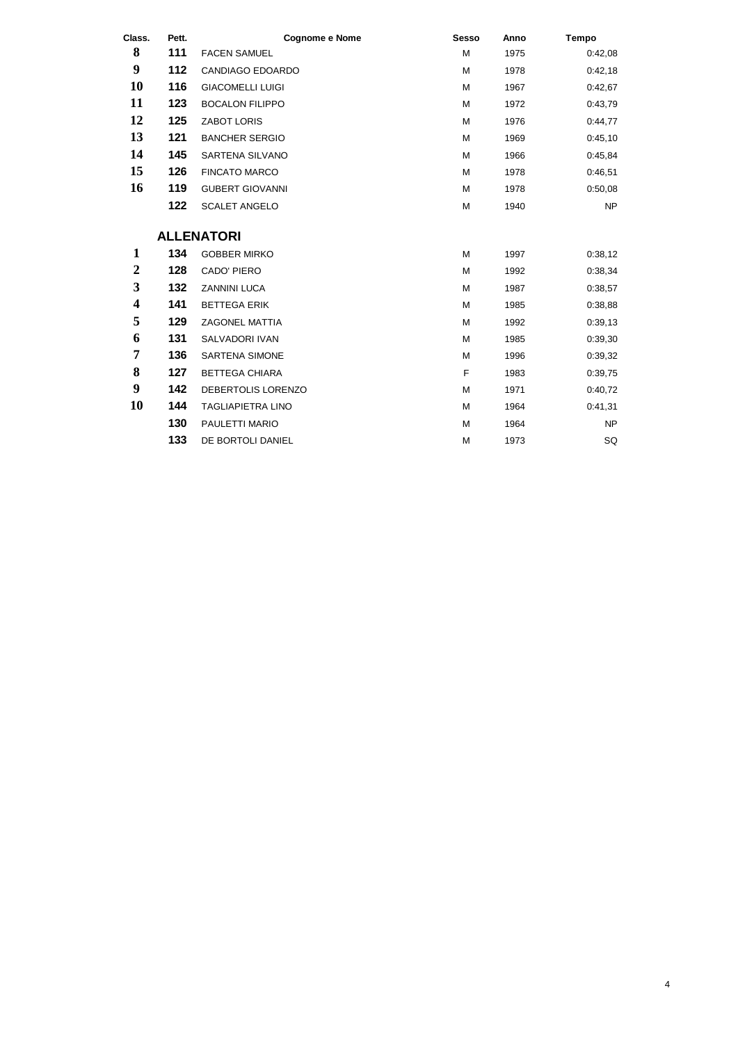| Class. | Pett. | Cognome e Nome | Sesso | Anno | Tempo |
|---|---|---|---|---|---|
| 8 | 111 | FACEN SAMUEL | M | 1975 | 0:42,08 |
| 9 | 112 | CANDIAGO EDOARDO | M | 1978 | 0:42,18 |
| 10 | 116 | GIACOMELLI LUIGI | M | 1967 | 0:42,67 |
| 11 | 123 | BOCALON FILIPPO | M | 1972 | 0:43,79 |
| 12 | 125 | ZABOT LORIS | M | 1976 | 0:44,77 |
| 13 | 121 | BANCHER SERGIO | M | 1969 | 0:45,10 |
| 14 | 145 | SARTENA SILVANO | M | 1966 | 0:45,84 |
| 15 | 126 | FINCATO MARCO | M | 1978 | 0:46,51 |
| 16 | 119 | GUBERT GIOVANNI | M | 1978 | 0:50,08 |
| | 122 | SCALET ANGELO | M | 1940 | NP |

## ALLENATORI

| Class. | Pett. | Cognome e Nome | Sesso | Anno | Tempo |
|---|---|---|---|---|---|
| 1 | 134 | GOBBER MIRKO | M | 1997 | 0:38,12 |
| 2 | 128 | CADO' PIERO | M | 1992 | 0:38,34 |
| 3 | 132 | ZANNINI LUCA | M | 1987 | 0:38,57 |
| 4 | 141 | BETTEGA ERIK | M | 1985 | 0:38,88 |
| 5 | 129 | ZAGONEL MATTIA | M | 1992 | 0:39,13 |
| 6 | 131 | SALVADORI IVAN | M | 1985 | 0:39,30 |
| 7 | 136 | SARTENA SIMONE | M | 1996 | 0:39,32 |
| 8 | 127 | BETTEGA CHIARA | F | 1983 | 0:39,75 |
| 9 | 142 | DEBERTOLIS LORENZO | M | 1971 | 0:40,72 |
| 10 | 144 | TAGLIAPIETRA LINO | M | 1964 | 0:41,31 |
| | 130 | PAULETTI MARIO | M | 1964 | NP |
| | 133 | DE BORTOLI DANIEL | M | 1973 | SQ |